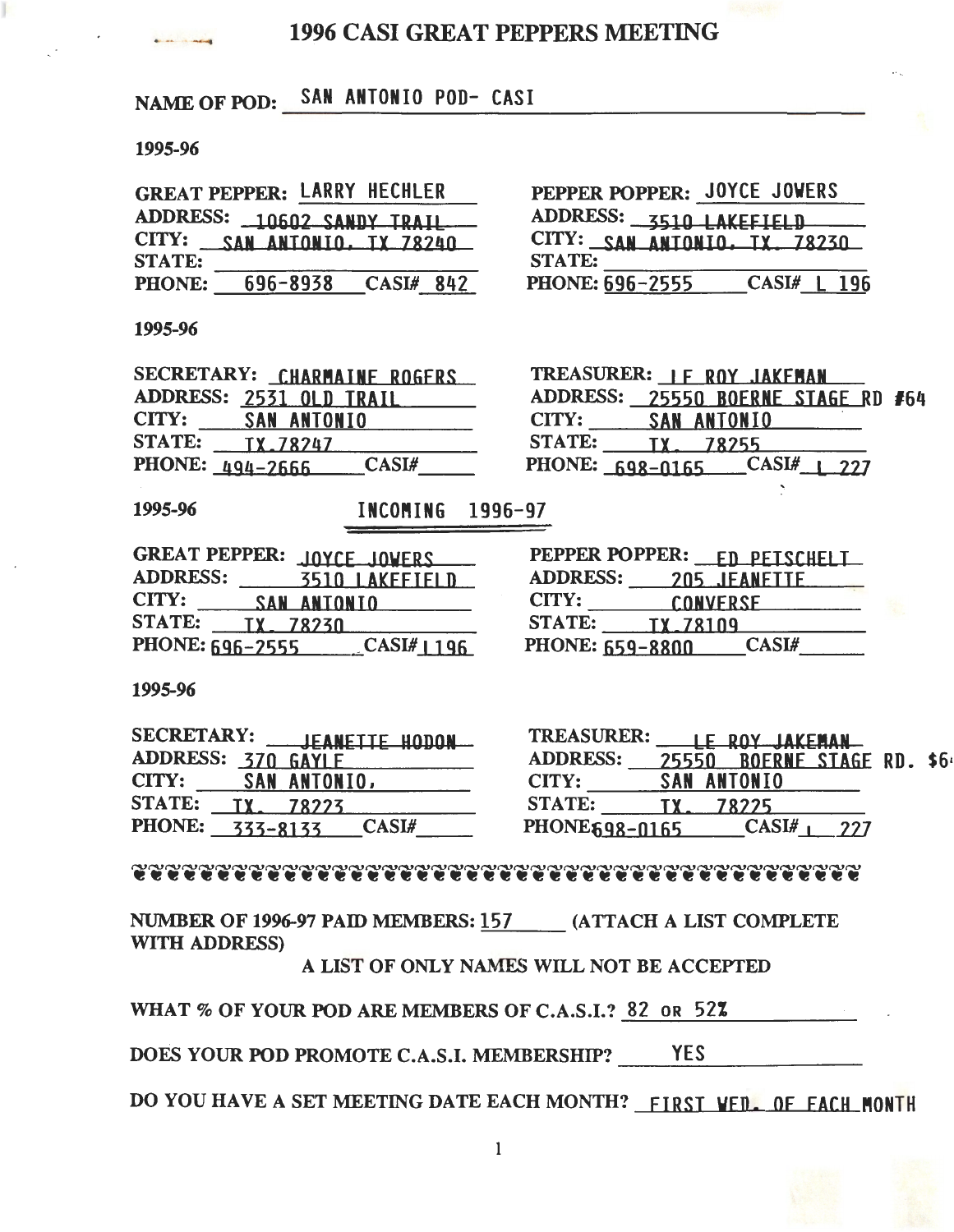# 1996 CASI GREAT PEPPERS MEETING

**NAME OF POD:** SAN ANTONIO POD- CASI

**1995-96**

| | |
|---|---|
| **GREAT PEPPER:** LARRY HECHLER | **PEPPER POPPER:** JOYCE JOWERS |
| **ADDRESS:** 10602 SANDY TRAIL | **ADDRESS:** 3510 LAKEFIELD |
| **CITY:** SAN ANTONIO, TX 78240 | **CITY:** SAN ANTONIO, TX. 78230 |
| **STATE:** | **STATE:** |
| **PHONE:** 696-8938 **CASI#** 842 | **PHONE:** 696-2555 **CASI#** L 196 |

**1995-96**

| | |
|---|---|
| **SECRETARY:** CHARMAINE ROGERS | **TREASURER:** LE ROY JAKEMAN |
| **ADDRESS:** 2531 OLD TRAIL | **ADDRESS:** 25550 BOERNE STAGE RD #64 |
| **CITY:** SAN ANTONIO | **CITY:** SAN ANTONIO |
| **STATE:** TX 78247 | **STATE:** TX. 78255 |
| **PHONE:** 494-2666 **CASI#** | **PHONE:** 698-0165 **CASI#** L 227 |

**1995-96** INCOMING 1996-97

| | |
|---|---|
| **GREAT PEPPER:** JOYCE JOWERS | **PEPPER POPPER:** ED PETSCHELT |
| **ADDRESS:** 3510 LAKEFIELD | **ADDRESS:** 205 JEANETTE |
| **CITY:** SAN ANTONIO | **CITY:** CONVERSE |
| **STATE:** TX 78230 | **STATE:** TX 78109 |
| **PHONE:** 696-2555 **CASI#** L196 | **PHONE:** 659-8800 **CASI#** |

**1995-96**

| | |
|---|---|
| **SECRETARY:** JEANETTE HODON | **TREASURER:** LE ROY JAKEMAN |
| **ADDRESS:** 370 GAYLE | **ADDRESS:** 25550 BOERNE STAGE RD. $6 |
| **CITY:** SAN ANTONIO, | **CITY:** SAN ANTONIO |
| **STATE:** TX. 78223 | **STATE:** TX. 78225 |
| **PHONE:** 333-8133 **CASI#** | **PHONE** 698-0165 **CASI#** L 227 |

---

**NUMBER OF 1996-97 PAID MEMBERS:** 157 **(ATTACH A LIST COMPLETE WITH ADDRESS)**

**A LIST OF ONLY NAMES WILL NOT BE ACCEPTED**

**WHAT % OF YOUR POD ARE MEMBERS OF C.A.S.I.?** 82 OR 52%

**DOES YOUR POD PROMOTE C.A.S.I. MEMBERSHIP?** YES

**DO YOU HAVE A SET MEETING DATE EACH MONTH?** FIRST WED. OF EACH MONTH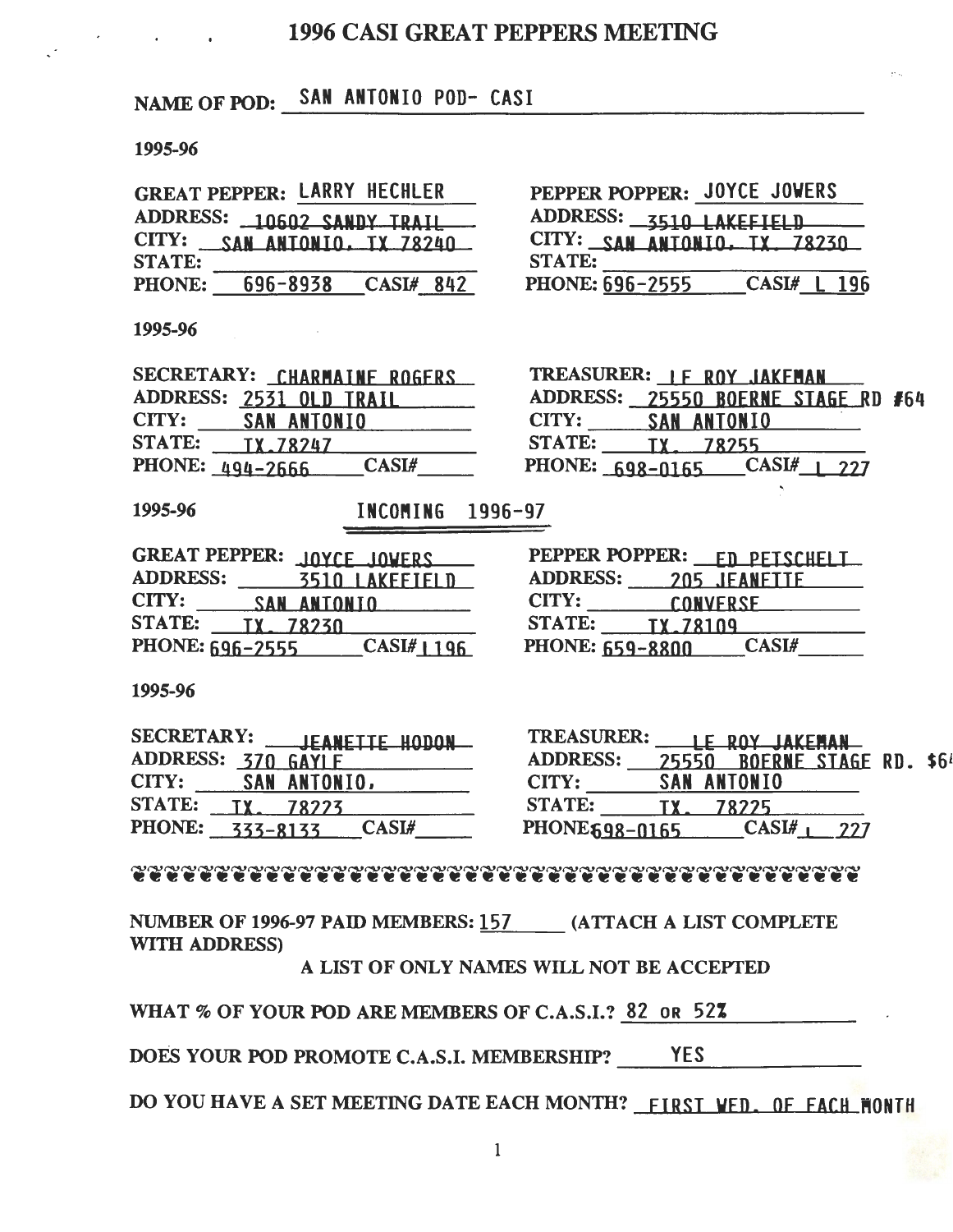# 1996 CASI GREAT PEPPERS MEETING

NAME OF POD: SAN ANTONIO POD- CASI

**1995-96**

| | |
|---|---|
| GREAT PEPPER: LARRY HECHLER | PEPPER POPPER: JOYCE JOWERS |
| ADDRESS: 10602 SANDY TRAIL | ADDRESS: 3510 LAKEFIELD |
| CITY: SAN ANTONIO, TX 78240 | CITY: SAN ANTONIO, TX. 78230 |
| STATE: | STATE: |
| PHONE: 696-8938 CASI# 842 | PHONE: 696-2555 CASI# L 196 |

**1995-96**

| | |
|---|---|
| SECRETARY: CHARMAINE ROGERS | TREASURER: LE ROY JAKEMAN |
| ADDRESS: 2531 OLD TRAIL | ADDRESS: 25550 BOERNE STAGE RD #64 |
| CITY: SAN ANTONIO | CITY: SAN ANTONIO |
| STATE: TX 78247 | STATE: TX. 78255 |
| PHONE: 494-2666 CASI# | PHONE: 698-0165 CASI# L 227 |

**1995-96** INCOMING 1996-97

| | |
|---|---|
| GREAT PEPPER: JOYCE JOWERS | PEPPER POPPER: ED PETSCHELT |
| ADDRESS: 3510 LAKEFIELD | ADDRESS: 205 JEANETTE |
| CITY: SAN ANTONIO | CITY: CONVERSE |
| STATE: TX. 78230 | STATE: TX 78109 |
| PHONE: 696-2555 CASI# L196 | PHONE: 659-8800 CASI# |

**1995-96**

| | |
|---|---|
| SECRETARY: JEANETTE HODON | TREASURER: LE ROY JAKEMAN |
| ADDRESS: 370 GAYLE | ADDRESS: 25550 BOERNE STAGE RD. $64 |
| CITY: SAN ANTONIO, | CITY: SAN ANTONIO |
| STATE: TX. 78223 | STATE: TX. 78225 |
| PHONE: 333-8133 CASI# | PHONE: 698-0165 CASI# L 227 |

NUMBER OF 1996-97 PAID MEMBERS: 157 (ATTACH A LIST COMPLETE WITH ADDRESS)

A LIST OF ONLY NAMES WILL NOT BE ACCEPTED

WHAT % OF YOUR POD ARE MEMBERS OF C.A.S.I.? 82 OR 52%

DOES YOUR POD PROMOTE C.A.S.I. MEMBERSHIP? YES

DO YOU HAVE A SET MEETING DATE EACH MONTH? FIRST WED. OF EACH MONTH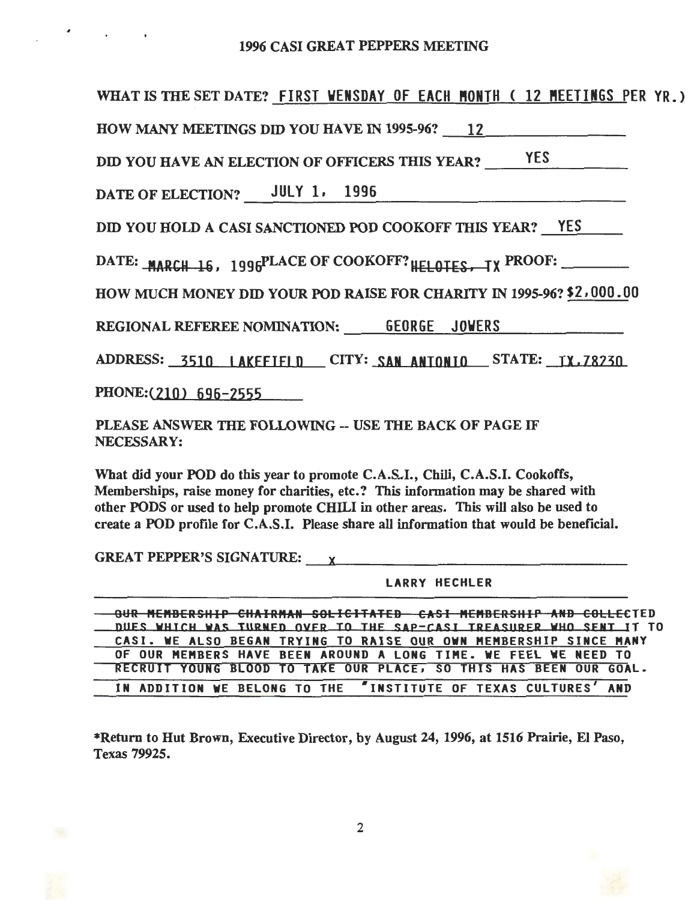# 1996 CASI GREAT PEPPERS MEETING

WHAT IS THE SET DATE? FIRST WENSDAY OF EACH MONTH ( 12 MEETINGS PER YR.)

HOW MANY MEETINGS DID YOU HAVE IN 1995-96? 12

DID YOU HAVE AN ELECTION OF OFFICERS THIS YEAR? YES

DATE OF ELECTION? JULY 1, 1996

DID YOU HOLD A CASI SANCTIONED POD COOKOFF THIS YEAR? YES

DATE: MARCH 16, 1996 PLACE OF COOKOFF? HELOTES, TX PROOF: \_\_\_\_\_\_\_\_

HOW MUCH MONEY DID YOUR POD RAISE FOR CHARITY IN 1995-96? $2,000.00

REGIONAL REFEREE NOMINATION: GEORGE JOWERS

ADDRESS: 3510 LAKEFIELD CITY: SAN ANTONIO STATE: TX.78230

PHONE:(210) 696-2555

PLEASE ANSWER THE FOLLOWING -- USE THE BACK OF PAGE IF NECESSARY:

What did your POD do this year to promote C.A.S.I., Chili, C.A.S.I. Cookoffs, Memberships, raise money for charities, etc.? This information may be shared with other PODS or used to help promote CHILI in other areas. This will also be used to create a POD profile for C.A.S.I. Please share all information that would be beneficial.

GREAT PEPPER'S SIGNATURE: X

LARRY HECHLER

OUR MEMBERSHIP CHAIRMAN SOLICITATED CASI MEMBERSHIP AND COLLECTED DUES WHICH WAS TURNED OVER TO THE SAP-CASI TREASURER WHO SENT IT TO CASI. WE ALSO BEGAN TRYING TO RAISE OUR OWN MEMBERSHIP SINCE MANY OF OUR MEMBERS HAVE BEEN AROUND A LONG TIME. WE FEEL WE NEED TO RECRUIT YOUNG BLOOD TO TAKE OUR PLACE, SO THIS HAS BEEN OUR GOAL. IN ADDITION WE BELONG TO THE "INSTITUTE OF TEXAS CULTURES' AND

\*Return to Hut Brown, Executive Director, by August 24, 1996, at 1516 Prairie, El Paso, Texas 79925.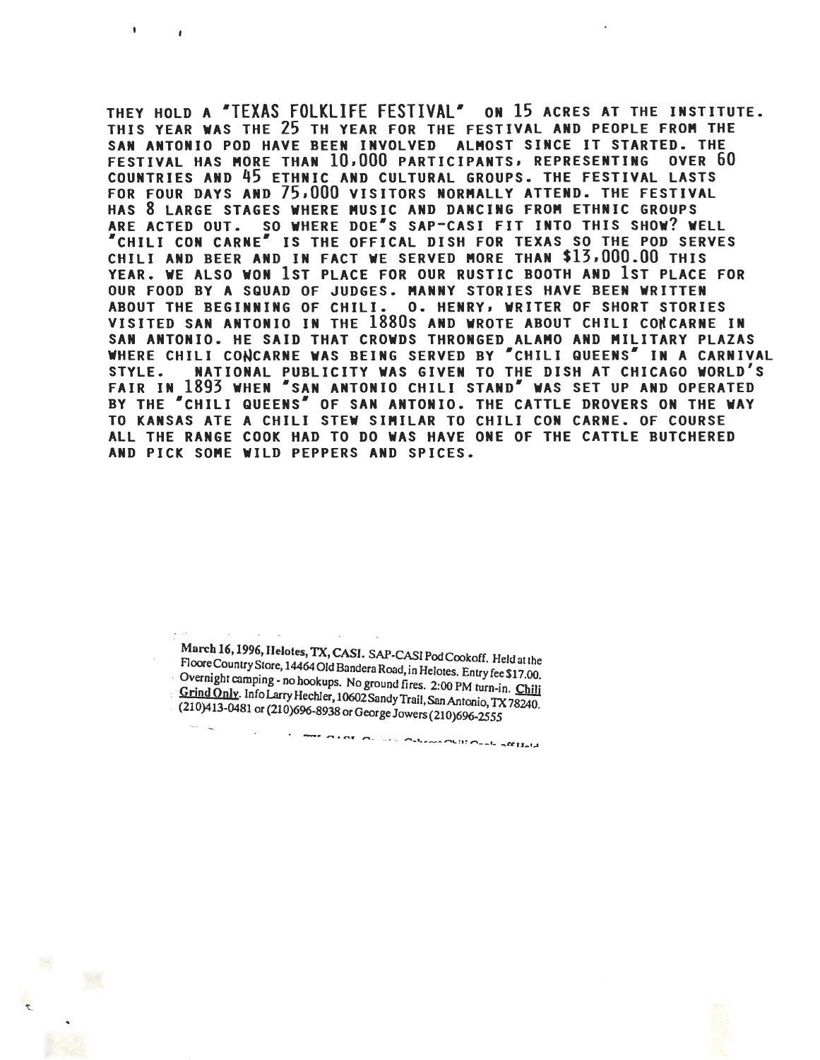THEY HOLD A "TEXAS FOLKLIFE FESTIVAL" ON 15 ACRES AT THE INSTITUTE. THIS YEAR WAS THE 25 TH YEAR FOR THE FESTIVAL AND PEOPLE FROM THE SAN ANTONIO POD HAVE BEEN INVOLVED ALMOST SINCE IT STARTED. THE FESTIVAL HAS MORE THAN 10,000 PARTICIPANTS, REPRESENTING OVER 60 COUNTRIES AND 45 ETHNIC AND CULTURAL GROUPS. THE FESTIVAL LASTS FOR FOUR DAYS AND 75,000 VISITORS NORMALLY ATTEND. THE FESTIVAL HAS 8 LARGE STAGES WHERE MUSIC AND DANCING FROM ETHNIC GROUPS ARE ACTED OUT. SO WHERE DOE'S SAP-CASI FIT INTO THIS SHOW? WELL "CHILI CON CARNE" IS THE OFFICAL DISH FOR TEXAS SO THE POD SERVES CHILI AND BEER AND IN FACT WE SERVED MORE THAN $13,000.00 THIS YEAR. WE ALSO WON 1ST PLACE FOR OUR RUSTIC BOOTH AND 1ST PLACE FOR OUR FOOD BY A SQUAD OF JUDGES. MANNY STORIES HAVE BEEN WRITTEN ABOUT THE BEGINNING OF CHILI. O. HENRY, WRITER OF SHORT STORIES VISITED SAN ANTONIO IN THE 1880S AND WROTE ABOUT CHILI CONCARNE IN SAN ANTONIO. HE SAID THAT CROWDS THRONGED ALAMO AND MILITARY PLAZAS WHERE CHILI CONCARNE WAS BEING SERVED BY "CHILI QUEENS" IN A CARNIVAL STYLE. NATIONAL PUBLICITY WAS GIVEN TO THE DISH AT CHICAGO WORLD'S FAIR IN 1893 WHEN "SAN ANTONIO CHILI STAND" WAS SET UP AND OPERATED BY THE "CHILI QUEENS" OF SAN ANTONIO. THE CATTLE DROVERS ON THE WAY TO KANSAS ATE A CHILI STEW SIMILAR TO CHILI CON CARNE. OF COURSE ALL THE RANGE COOK HAD TO DO WAS HAVE ONE OF THE CATTLE BUTCHERED AND PICK SOME WILD PEPPERS AND SPICES.

**March 16, 1996, Helotes, TX, CASI.** SAP-CASI Pod Cookoff. Held at the Floore Country Store, 14464 Old Bandera Road, in Helotes. Entry fee $17.00. Overnight camping - no hookups. No ground fires. 2:00 PM turn-in. <u>Chili Grind Only</u>. Info Larry Hechler, 10602 Sandy Trail, San Antonio, TX 78240. (210)413-0481 or (210)696-8938 or George Jowers (210)696-2555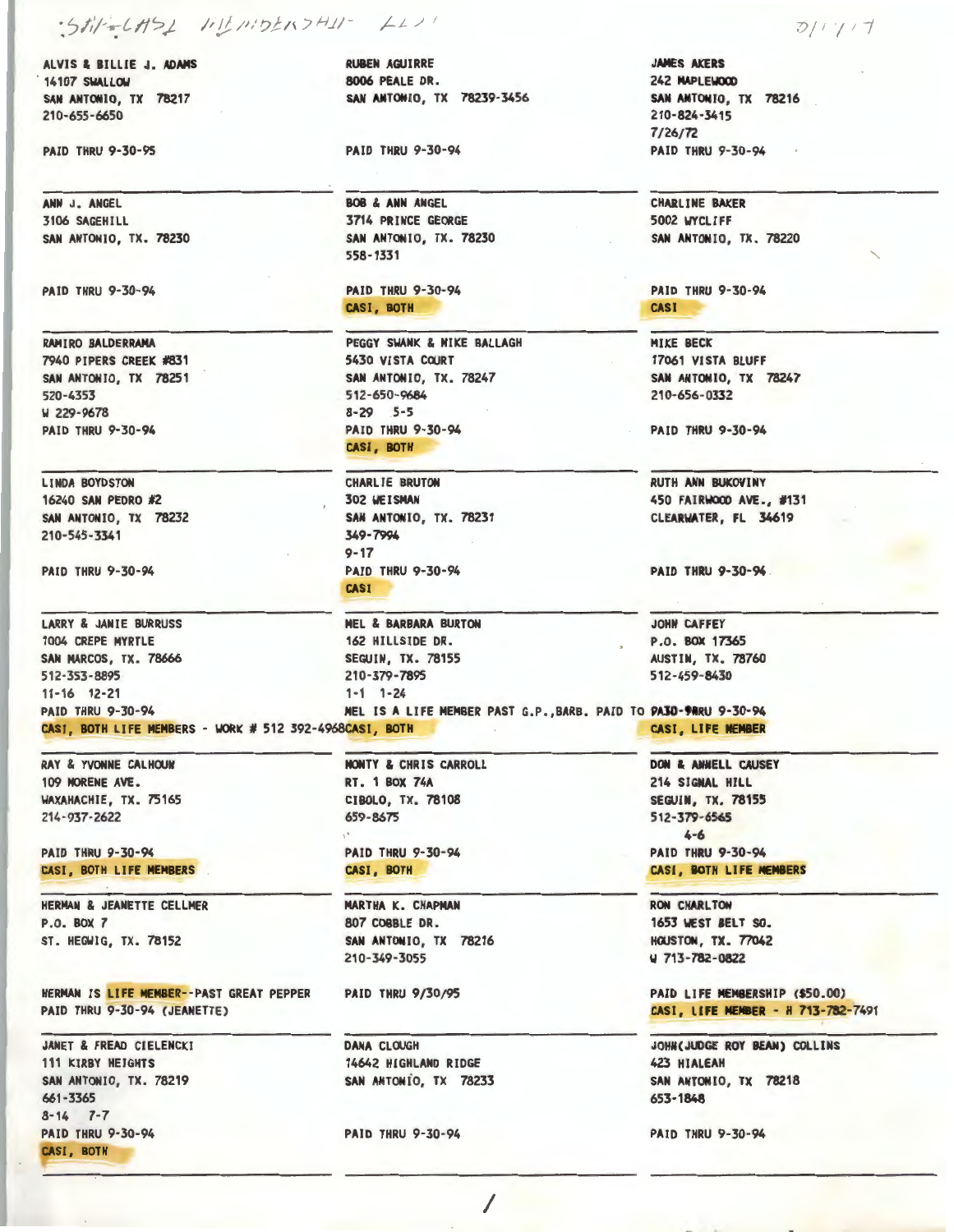ALVIS & BILLIE J. ADAMS
14107 SWALLOW
SAN ANTONIO, TX 78217
210-655-6650

PAID THRU 9-30-95

RUBEN AGUIRRE
8006 PEALE DR.
SAN ANTONIO, TX 78239-3456

PAID THRU 9-30-94

JAMES AKERS
242 MAPLEWOOD
SAN ANTONIO, TX 78216
210-824-3415
7/26/72
PAID THRU 9-30-94

---

ANN J. ANGEL
3106 SAGEHILL
SAN ANTONIO, TX. 78230

PAID THRU 9-30-94

BOB & ANN ANGEL
3714 PRINCE GEORGE
SAN ANTONIO, TX. 78230
558-1331

PAID THRU 9-30-94
CASI, BOTH

CHARLINE BAKER
5002 WYCLIFF
SAN ANTONIO, TX. 78220

PAID THRU 9-30-94
CASI

---

RAMIRO BALDERRAMA
7940 PIPERS CREEK #831
SAN ANTONIO, TX 78251
520-4353
W 229-9678
PAID THRU 9-30-94

PEGGY SWANK & MIKE BALLAGH
5430 VISTA COURT
SAN ANTONIO, TX. 78247
512-650-9684
8-29 5-5
PAID THRU 9-30-94
CASI, BOTH

MIKE BECK
17061 VISTA BLUFF
SAN ANTONIO, TX 78247
210-656-0332

PAID THRU 9-30-94

---

LINDA BOYDSTON
16240 SAN PEDRO #2
SAN ANTONIO, TX 78232
210-545-3341

PAID THRU 9-30-94

CHARLIE BRUTON
302 WEISMAN
SAN ANTONIO, TX. 78231
349-7994
9-17
PAID THRU 9-30-94
CASI

RUTH ANN BUKOVINY
450 FAIRWOOD AVE., #131
CLEARWATER, FL 34619

PAID THRU 9-30-94

---

LARRY & JANIE BURRUSS
1004 CREPE MYRTLE
SAN MARCOS, TX. 78666
512-353-8895
11-16 12-21
PAID THRU 9-30-94
CASI, BOTH LIFE MEMBERS - WORK # 512 392-4968

MEL & BARBARA BURTON
162 HILLSIDE DR.
SEGUIN, TX. 78155
210-379-7895
1-1 1-24
MEL IS A LIFE MEMBER PAST G.P.,BARB. PAID TO 9-30-94
CASI, BOTH

JOHN CAFFEY
P.O. BOX 17365
AUSTIN, TX. 78760
512-459-8430

PAID THRU 9-30-94
CASI, LIFE MEMBER

---

RAY & YVONNE CALHOUN
109 MORENE AVE.
WAXAHACHIE, TX. 75165
214-937-2622

PAID THRU 9-30-94
CASI, BOTH LIFE MEMBERS

MONTY & CHRIS CARROLL
RT. 1 BOX 74A
CIBOLO, TX. 78108
659-8675

PAID THRU 9-30-94
CASI, BOTH

DON & ANNELL CAUSEY
214 SIGNAL HILL
SEGUIN, TX. 78155
512-379-6565
4-6
PAID THRU 9-30-94
CASI, BOTH LIFE MEMBERS

---

HERMAN & JEANETTE CELLMER
P.O. BOX 7
ST. HEGWIG, TX. 78152

HERMAN IS LIFE MEMBER--PAST GREAT PEPPER
PAID THRU 9-30-94 (JEANETTE)

MARTHA K. CHAPMAN
807 COBBLE DR.
SAN ANTONIO, TX 78216
210-349-3055

PAID THRU 9/30/95

RON CHARLTON
1653 WEST BELT SO.
HOUSTON, TX. 77042
W 713-782-0822

PAID LIFE MEMBERSHIP ($50.00)
CASI, LIFE MEMBER - H 713-782-7491

---

JANET & FREAD CIELENCKI
111 KIRBY HEIGHTS
SAN ANTONIO, TX. 78219
661-3365
8-14 7-7
PAID THRU 9-30-94
CASI, BOTH

DANA CLOUGH
14642 HIGHLAND RIDGE
SAN ANTONIO, TX 78233

PAID THRU 9-30-94

JOHN(JUDGE ROY BEAN) COLLINS
423 HIALEAH
SAN ANTONIO, TX 78218
653-1848

PAID THRU 9-30-94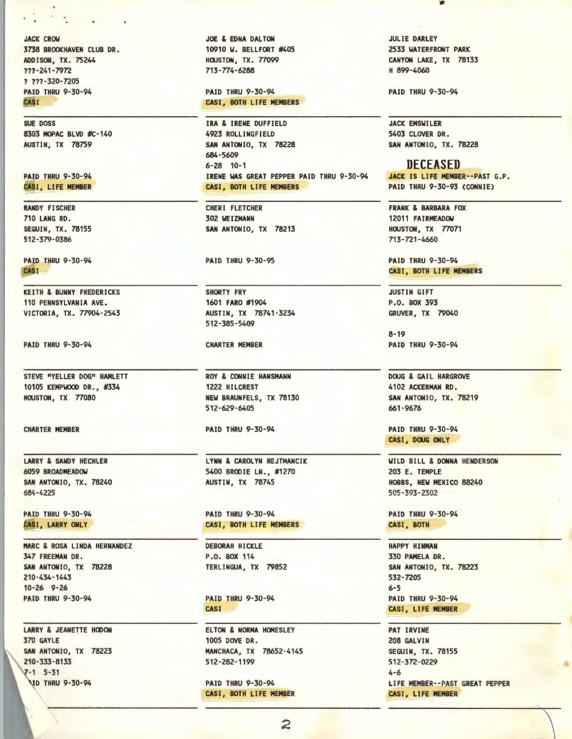JACK CROW
3738 BROOKHAVEN CLUB DR.
ADDISON, TX. 75244
???-241-7972
? ???-320-7205
PAID THRU 9-30-94
CASI

JOE & EDNA DALTON
10910 W. BELLFORT #405
HOUSTON, TX. 77099
713-774-6288

PAID THRU 9-30-94
CASI, BOTH LIFE MEMBERS

JULIE DARLEY
2533 WATERFRONT PARK
CANYON LAKE, TX 78133
H 899-4060

PAID THRU 9-30-94

---

SUE DOSS
8303 MOPAC BLVD #C-140
AUSTIN, TX 78759

PAID THRU 9-30-94
CASI, LIFE MEMBER

IRA & IRENE DUFFIELD
4923 ROLLINGFIELD
SAN ANTONIO, TX 78228
684-5609
6-28 10-1
IRENE WAS GREAT PEPPER PAID THRU 9-30-94
CASI, BOTH LIFE MEMBERS

JACK EMSWILER
5403 CLOVER DR.
SAN ANTONIO, TX. 78228

## DECEASED

JACK IS LIFE MEMBER--PAST G.P.
PAID THRU 9-30-93 (CONNIE)

---

RANDY FISCHER
710 LANG RD.
SEGUIN, TX. 78155
512-379-0386

PAID THRU 9-30-94
CASI

CHERI FLETCHER
302 WEIZMANN
SAN ANTONIO, TX 78213

PAID THRU 9-30-95

FRANK & BARBARA FOX
12011 FAIRMEADOW
HOUSTON, TX 77071
713-721-4660

PAID THRU 9-30-94
CASI, BOTH LIFE MEMBERS

---

KEITH & BUNNY FREDERICKS
110 PENNSYLVANIA AVE.
VICTORIA, TX. 77904-2543

PAID THRU 9-30-94

SHORTY FRY
1601 FARO #1904
AUSTIN, TX 78741-3234
512-385-5409

CHARTER MEMBER

JUSTIN GIFT
P.O. BOX 393
GRUVER, TX 79040

8-19
PAID THRU 9-30-94

---

STEVE "YELLER DOG" HAMLETT
10105 KEMPWOOD DR., #334
HOUSTON, TX 77080

CHARTER MEMBER

ROY & CONNIE HANSMANN
1222 HILCREST
NEW BRAUNFELS, TX 78130
512-629-6405

PAID THRU 9-30-94

DOUG & GAIL HARGROVE
4102 ACKERMAN RD.
SAN ANTONIO, TX. 78219
661-9676

PAID THRU 9-30-94
CASI, DOUG ONLY

---

LARRY & SANDY HECHLER
6059 BROADMEADOW
SAN ANTONIO, TX. 78240
684-4225

PAID THRU 9-30-94
CASI, LARRY ONLY

LYNN & CAROLYN HEJTMANCIK
5400 BRODIE LN., #1270
AUSTIN, TX 78745

PAID THRU 9-30-94
CASI, BOTH LIFE MEMBERS

WILD BILL & DONNA HENDERSON
203 E. TEMPLE
HOBBS, NEW MEXICO 88240
505-393-2302

PAID THRU 9-30-94
CASI, BOTH

---

MARC & ROSA LINDA HERNANDEZ
347 FREEMAN DR.
SAN ANTONIO, TX 78228
210-434-1443
10-26 9-26
PAID THRU 9-30-94

DEBORAH HICKLE
P.O. BOX 114
TERLINGUA, TX 79852

PAID THRU 9-30-94
CASI

HAPPY HINMAN
330 PAMELA DR.
SAN ANTONIO, TX. 78223
532-7205
6-5
PAID THRU 9-30-94
CASI, LIFE MEMBER

---

LARRY & JEANETTE HODON
370 GAYLE
SAN ANTONIO, TX 78223
210-333-8133
7-1 5-31
PAID THRU 9-30-94

ELTON & NORMA HOMESLEY
1005 DOVE DR.
MANCHACA, TX 78652-4145
512-282-1199

PAID THRU 9-30-94
CASI, BOTH LIFE MEMBER

PAT IRVINE
208 GALVIN
SEGUIN, TX. 78155
512-372-0229
4-6
LIFE MEMBER--PAST GREAT PEPPER
CASI, LIFE MEMBER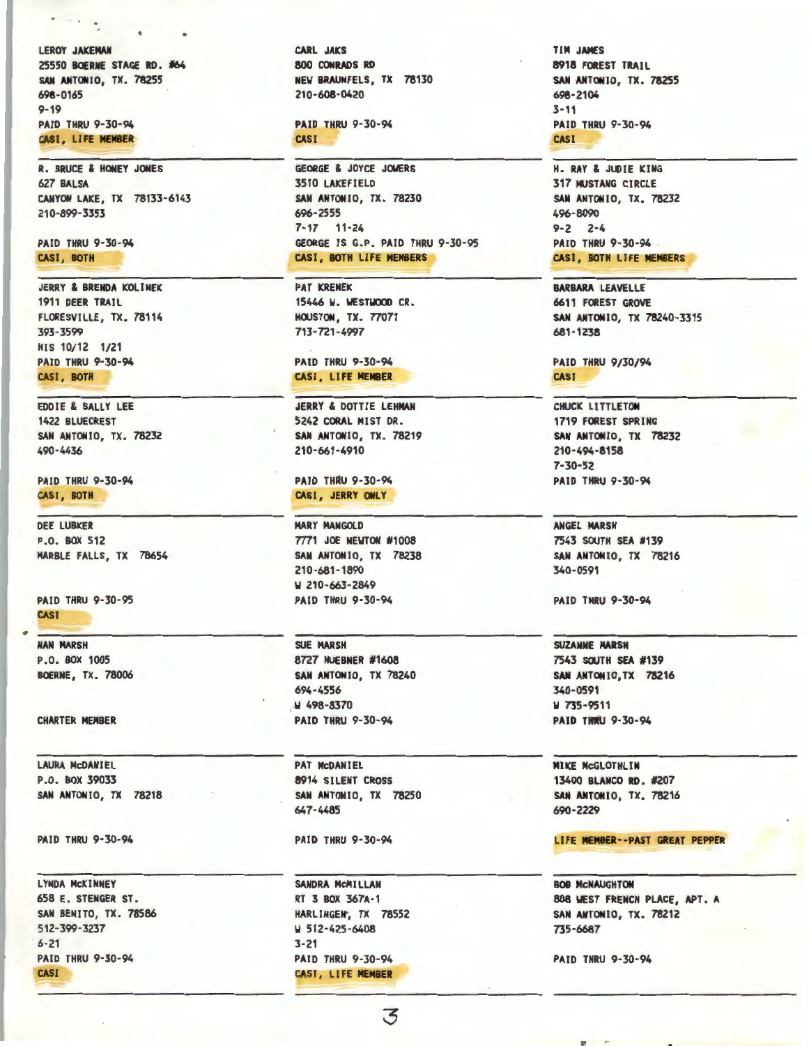LEROY JAKEMAN
25550 BOERNE STAGE RD. #64
SAN ANTONIO, TX. 78255
698-0165
9-19
PAID THRU 9-30-94
CASI, LIFE MEMBER

---

CARL JAKS
800 CONRADS RD
NEW BRAUNFELS, TX 78130
210-608-0420

PAID THRU 9-30-94
CASI

---

TIM JAMES
8918 FOREST TRAIL
SAN ANTONIO, TX. 78255
698-2104
3-11
PAID THRU 9-30-94
CASI

---

R. BRUCE & HONEY JONES
627 BALSA
CANYON LAKE, TX 78133-6143
210-899-3353

PAID THRU 9-30-94
CASI, BOTH

---

GEORGE & JOYCE JOWERS
3510 LAKEFIELD
SAN ANTONIO, TX. 78230
696-2555
7-17 11-24
GEORGE IS G.P. PAID THRU 9-30-95
CASI, BOTH LIFE MEMBERS

---

H. RAY & JUDIE KING
317 MUSTANG CIRCLE
SAN ANTONIO, TX. 78232
496-8090
9-2 2-4
PAID THRU 9-30-94
CASI, BOTH LIFE MEMBERS

---

JERRY & BRENDA KOLINEK
1911 DEER TRAIL
FLORESVILLE, TX. 78114
393-3599
HIS 10/12 1/21
PAID THRU 9-30-94
CASI, BOTH

---

PAT KRENEK
15446 W. WESTWOOD CR.
HOUSTON, TX. 77071
713-721-4997

PAID THRU 9-30-94
CASI, LIFE MEMBER

---

BARBARA LEAVELLE
6611 FOREST GROVE
SAN ANTONIO, TX 78240-3315
681-1238

PAID THRU 9/30/94
CASI

---

EDDIE & SALLY LEE
1422 BLUECREST
SAN ANTONIO, TX. 78232
490-4436

PAID THRU 9-30-94
CASI, BOTH

---

JERRY & DOTTIE LEHMAN
5242 CORAL MIST DR.
SAN ANTONIO, TX. 78219
210-661-4910

PAID THRU 9-30-94
CASI, JERRY ONLY

---

CHUCK LITTLETON
1719 FOREST SPRING
SAN ANTONIO, TX 78232
210-494-8158
7-30-52
PAID THRU 9-30-94

---

DEE LUBKER
P.O. BOX 512
MARBLE FALLS, TX 78654

PAID THRU 9-30-95
CASI

---

MARY MANGOLD
7771 JOE NEWTON #1008
SAN ANTONIO, TX 78238
210-681-1890
W 210-663-2849
PAID THRU 9-30-94

---

ANGEL MARSH
7543 SOUTH SEA #139
SAN ANTONIO, TX 78216
340-0591

PAID THRU 9-30-94

---

NAN MARSH
P.O. BOX 1005
BOERNE, TX. 78006

CHARTER MEMBER

---

SUE MARSH
8727 HUEBNER #1608
SAN ANTONIO, TX 78240
694-4556
W 498-8370
PAID THRU 9-30-94

---

SUZANNE MARSH
7543 SOUTH SEA #139
SAN ANTONIO,TX 78216
340-0591
W 735-9511
PAID THRU 9-30-94

---

LAURA McDANIEL
P.O. BOX 39033
SAN ANTONIO, TX 78218

PAID THRU 9-30-94

---

PAT McDANIEL
8914 SILENT CROSS
SAN ANTONIO, TX 78250
647-4485

PAID THRU 9-30-94

---

MIKE McGLOTHLIN
13400 BLANCO RD. #207
SAN ANTONIO, TX. 78216
690-2229

LIFE MEMBER--PAST GREAT PEPPER

---

LYNDA McKINNEY
658 E. STENGER ST.
SAN BENITO, TX. 78586
512-399-3237
6-21
PAID THRU 9-30-94
CASI

---

SANDRA McMILLAN
RT 3 BOX 367A-1
HARLINGEN, TX 78552
W 512-425-6408
3-21
PAID THRU 9-30-94
CASI, LIFE MEMBER

---

BOB McNAUGHTON
808 WEST FRENCH PLACE, APT. A
SAN ANTONIO, TX. 78212
735-6687

PAID THRU 9-30-94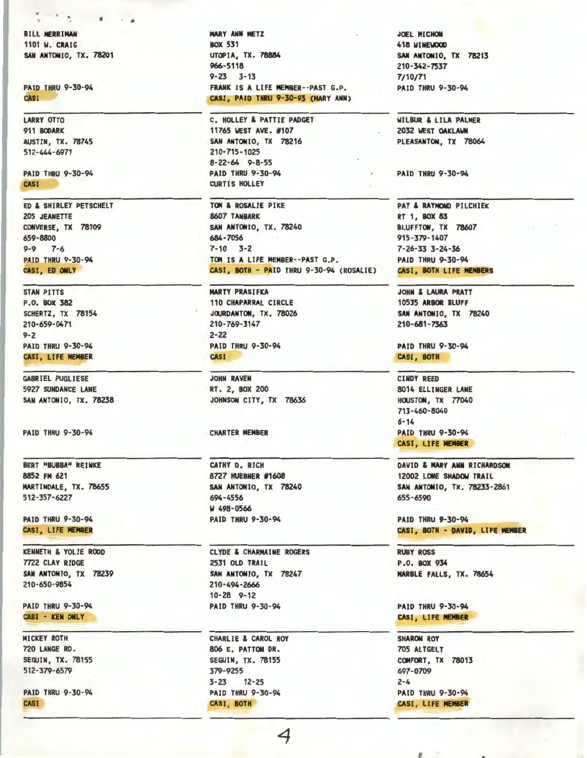BILL MERRIMAN
1101 W. CRAIG
SAN ANTONIO, TX. 78201

PAID THRU 9-30-94
CASI

---

MARY ANN METZ
BOX 531
UTOPIA, TX. 78884
966-5118
9-23 3-13
FRANK IS A LIFE MEMBER--PAST G.P.
CASI, PAID THRU 9-30-93 (MARY ANN)

---

JOEL MICHON
418 WINEWOOD
SAN ANTONIO, TX 78213
210-342-7537
7/10/71
PAID THRU 9-30-94

---

LARRY OTTO
911 BODARK
AUSTIN, TX. 78745
512-444-6971

PAID THRU 9-30-94
CASI

---

C. HOLLEY & PATTIE PADGET
11765 WEST AVE. #107
SAN ANTONIO, TX 78216
210-715-1025
8-22-64 9-8-55
PAID THRU 9-30-94
CURTIS HOLLEY

---

WILBUR & LILA PALMER
2032 WEST OAKLAWN
PLEASANTON, TX 78064

PAID THRU 9-30-94

---

ED & SHIRLEY PETSCHELT
205 JEANETTE
CONVERSE, TX 78109
659-8800
9-9 7-6
PAID THRU 9-30-94
CASI, ED ONLY

---

TOM & ROSALIE PIKE
8607 TANBARK
SAN ANTONIO, TX. 78240
684-7056
7-10 3-2
TOM IS A LIFE MEMBER--PAST G.P.
CASI, BOTH - PAID THRU 9-30-94 (ROSALIE)

---

PAT & RAYMOND PILCHIEK
RT 1, BOX 83
BLUFFTON, TX 78607
915-379-1407
7-26-33 3-24-36
PAID THRU 9-30-94
CASI, BOTH LIFE MEMBERS

---

STAN PITTS
P.O. BOX 382
SCHERTZ, TX 78154
210-659-0471
9-2
PAID THRU 9-30-94
CASI, LIFE MEMBER

---

MARTY PRASIFKA
110 CHAPARRAL CIRCLE
JOURDANTON, TX. 78026
210-769-3147
2-22
PAID THRU 9-30-94
CASI

---

JOHN & LAURA PRATT
10535 ARBOR BLUFF
SAN ANTONIO, TX 78240
210-681-7363

PAID THRU 9-30-94
CASI, BOTH

---

GABRIEL PUGLIESE
5927 SUNDANCE LANE
SAN ANTONIO, TX. 78238

PAID THRU 9-30-94

---

JOHN RAVEN
RT. 2, BOX 200
JOHNSON CITY, TX 78636

CHARTER MEMBER

---

CINDY REED
8014 ELLINGER LANE
HOUSTON, TX 77040
713-460-8040
6-14
PAID THRU 9-30-94
CASI, LIFE MEMBER

---

BERT "BUBBA" REINKE
8852 FM 621
MARTINDALE, TX. 78655
512-357-6227

PAID THRU 9-30-94
CASI, LIFE MEMBER

---

CATHY D. RICH
8727 HUEBNER #1608
SAN ANTONIO, TX 78240
694-4556
W 498-0566
PAID THRU 9-30-94

---

DAVID & MARY ANN RICHARDSON
12002 LONE SHADOW TRAIL
SAN ANTONIO, TX. 78233-2861
655-6590

PAID THRU 9-30-94
CASI, BOTH - DAVID, LIFE MEMBER

---

KENNETH & YOLIE RODD
7722 CLAY RIDGE
SAN ANTONIO, TX 78239
210-650-9854

PAID THRU 9-30-94
CASI - KEN ONLY

---

CLYDE & CHARMAINE ROGERS
2531 OLD TRAIL
SAN ANTONIO, TX 78247
210-494-2666
10-28 9-12
PAID THRU 9-30-94

---

RUBY ROSS
P.O. BOX 934
MARBLE FALLS, TX. 78654

PAID THRU 9-30-94
CASI, LIFE MEMBER

---

MICKEY ROTH
720 LANGE RD.
SEGUIN, TX. 78155
512-379-6579

PAID THRU 9-30-94
CASI

---

CHARLIE & CAROL ROY
806 E. PATTON DR.
SEGUIN, TX. 78155
379-9255
3-23 12-25
PAID THRU 9-30-94
CASI, BOTH

---

SHARON ROY
705 ALTGELT
COMFORT, TX 78013
697-0709
2-4
PAID THRU 9-30-94
CASI, LIFE MEMBER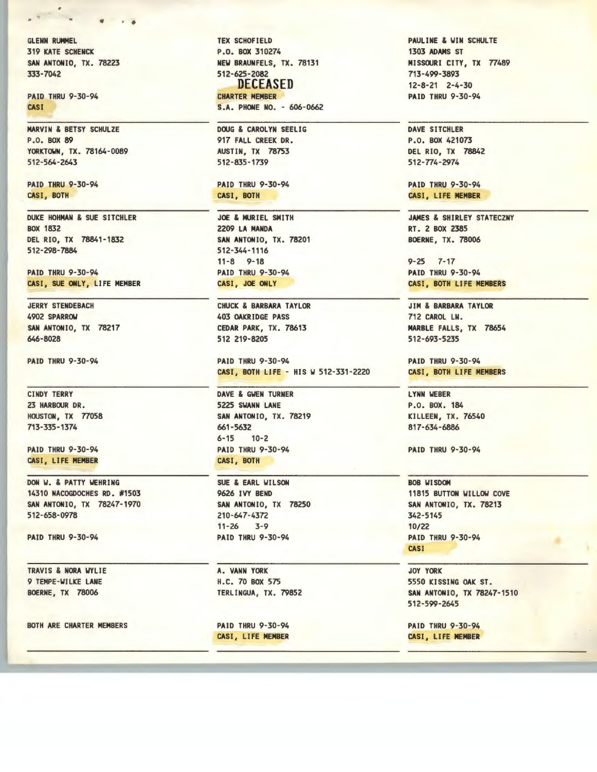GLENN RUMMEL
319 KATE SCHENCK
SAN ANTONIO, TX. 78223
333-7042

PAID THRU 9-30-94
CASI

---

TEX SCHOFIELD
P.O. BOX 310274
NEW BRAUNFELS, TX. 78131
512-625-2082
**DECEASED**
CHARTER MEMBER
S.A. PHONE NO. - 606-0662

---

PAULINE & WIN SCHULTE
1303 ADAMS ST
MISSOURI CITY, TX 77489
713-499-3893
12-8-21 2-4-30
PAID THRU 9-30-94

---

MARVIN & BETSY SCHULZE
P.O. BOX 89
YORKTOWN, TX. 78164-0089
512-564-2643

PAID THRU 9-30-94
CASI, BOTH

---

DOUG & CAROLYN SEELIG
917 FALL CREEK DR.
AUSTIN, TX 78753
512-835-1739

PAID THRU 9-30-94
CASI, BOTH

---

DAVE SITCHLER
P.O. BOX 421073
DEL RIO, TX 78842
512-774-2974

PAID THRU 9-30-94
CASI, LIFE MEMBER

---

DUKE HOHMAN & SUE SITCHLER
BOX 1832
DEL RIO, TX 78841-1832
512-298-7884

PAID THRU 9-30-94
CASI, SUE ONLY, LIFE MEMBER

---

JOE & MURIEL SMITH
2209 LA MANDA
SAN ANTONIO, TX. 78201
512-344-1116
11-8 9-18
PAID THRU 9-30-94
CASI, JOE ONLY

---

JAMES & SHIRLEY STATECZNY
RT. 2 BOX 2385
BOERNE, TX. 78006

9-25 7-17
PAID THRU 9-30-94
CASI, BOTH LIFE MEMBERS

---

JERRY STENDEBACH
4902 SPARROW
SAN ANTONIO, TX 78217
646-8028

PAID THRU 9-30-94

---

CHUCK & BARBARA TAYLOR
403 OAKRIDGE PASS
CEDAR PARK, TX. 78613
512 219-8205

PAID THRU 9-30-94
CASI, BOTH LIFE - HIS W 512-331-2220

---

JIM & BARBARA TAYLOR
712 CAROL LN.
MARBLE FALLS, TX 78654
512-693-5235

PAID THRU 9-30-94
CASI, BOTH LIFE MEMBERS

---

CINDY TERRY
23 HARBOUR DR.
HOUSTON, TX 77058
713-335-1374

PAID THRU 9-30-94
CASI, LIFE MEMBER

---

DAVE & GWEN TURNER
5225 SWANN LANE
SAN ANTONIO, TX. 78219
661-5632
6-15 10-2
PAID THRU 9-30-94
CASI, BOTH

---

LYNN WEBER
P.O. BOX. 184
KILLEEN, TX. 76540
817-634-6886

PAID THRU 9-30-94

---

DON W. & PATTY WEHRING
14310 NACOGDOCHES RD. #1503
SAN ANTONIO, TX 78247-1970
512-658-0978

PAID THRU 9-30-94

---

SUE & EARL WILSON
9626 IVY BEND
SAN ANTONIO, TX 78250
210-647-4372
11-26 3-9
PAID THRU 9-30-94

---

BOB WISDOM
11815 BUTTON WILLOW COVE
SAN ANTONIO, TX. 78213
342-5145
10/22
PAID THRU 9-30-94
CASI

---

TRAVIS & NORA WYLIE
9 TEMPE-WILKE LANE
BOERNE, TX 78006

BOTH ARE CHARTER MEMBERS

---

A. VANN YORK
H.C. 70 BOX 575
TERLINGUA, TX. 79852

PAID THRU 9-30-94
CASI, LIFE MEMBER

---

JOY YORK
5550 KISSING OAK ST.
SAN ANTONIO, TX 78247-1510
512-599-2645

PAID THRU 9-30-94
CASI, LIFE MEMBER